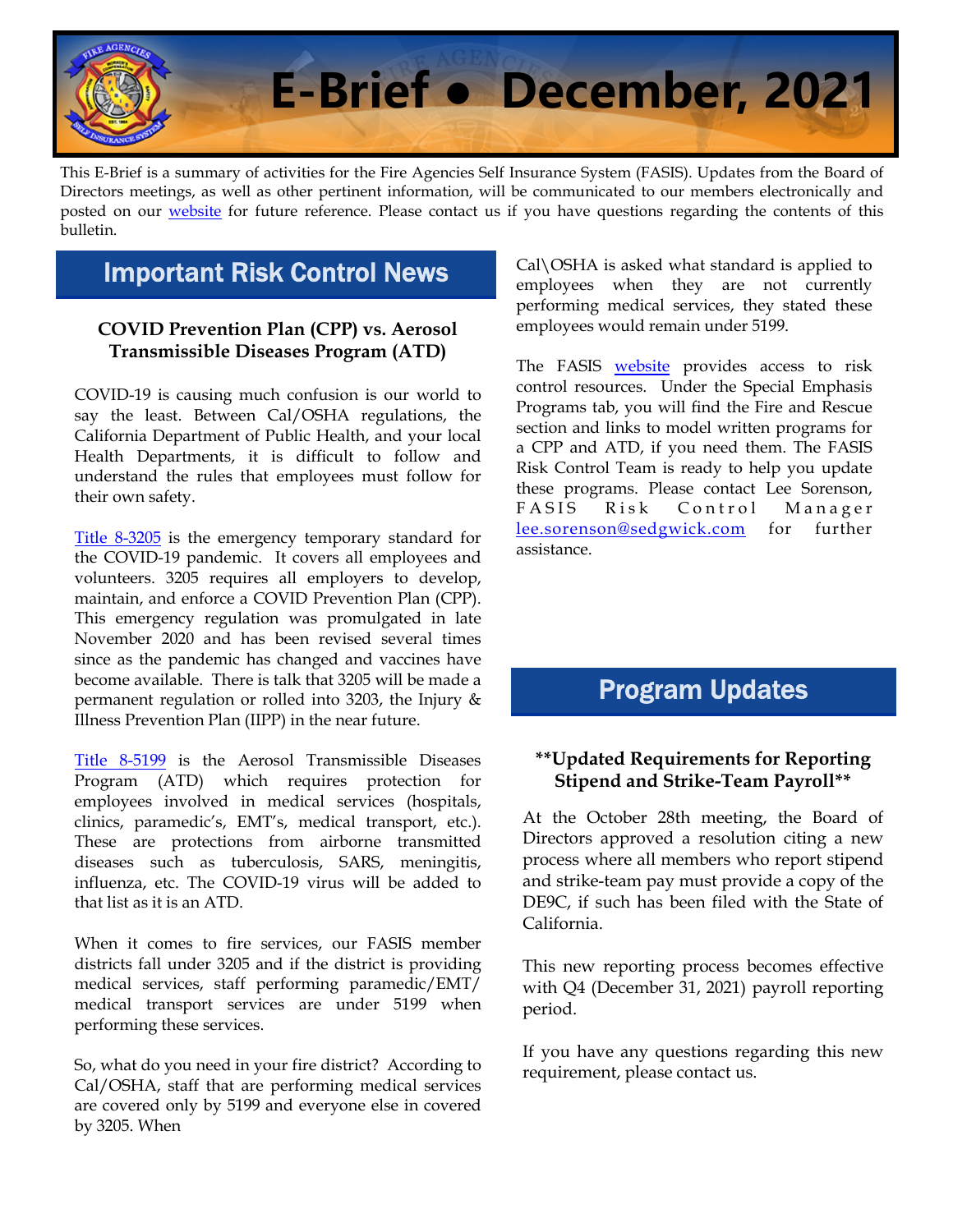# E-Brief • December, 2021

This E-Brief is a summary of activities for the Fire Agencies Self Insurance System (FASIS). Updates from the Board of Directors meetings, as well as other pertinent information, will be communicated to our members electronically and posted on our website for future reference. Please contact us if you have questions regarding the contents of this bulletin.

## Important Risk Control News

### COVID Prevention Plan (CPP) vs. Aerosol Transmissible Diseases Program (ATD)

COVID-19 is causing much confusion is our world to say the least. Between Cal/OSHA regulations, the California Department of Public Health, and your local Health Departments, it is difficult to follow and understand the rules that employees must follow for their own safety.

Title 8-3205 is the emergency temporary standard for the COVID-19 pandemic. It covers all employees and volunteers. 3205 requires all employers to develop, maintain, and enforce a COVID Prevention Plan (CPP). This emergency regulation was promulgated in late November 2020 and has been revised several times since as the pandemic has changed and vaccines have become available. There is talk that 3205 will be made a permanent regulation or rolled into 3203, the Injury & Illness Prevention Plan (IIPP) in the near future.

Title 8-5199 is the Aerosol Transmissible Diseases Program (ATD) which requires protection for employees involved in medical services (hospitals, clinics, paramedic's, EMT's, medical transport, etc.). These are protections from airborne transmitted diseases such as tuberculosis, SARS, meningitis, influenza, etc. The COVID-19 virus will be added to that list as it is an ATD.

When it comes to fire services, our FASIS member districts fall under 3205 and if the district is providing medical services, staff performing paramedic/EMT/ medical transport services are under 5199 when performing these services.

So, what do you need in your fire district? According to Cal/OSHA, staff that are performing medical services are covered only by 5199 and everyone else in covered by 3205. When Cal\OSHA is asked what standard is applied to employees when they are not currently performing medical services, they stated these employees would remain under 5199.

The FASIS website provides access to risk control resources. Under the Special Emphasis Programs tab, you will find the Fire and Rescue section and links to model written programs for a CPP and ATD, if you need them. The FASIS Risk Control Team is ready to help you update these programs. Please contact Lee Sorenson, FASIS Risk Control Manager lee.sorenson@sedgwick.com for further assistance.

## Program Updates

### **Updated Requirements for Reporting Stipend and Strike-Team Payroll**

At the October 28th meeting, the Board of Directors approved a resolution citing a new process where all members who report stipend and strike-team pay must provide a copy of the DE9C, if such has been filed with the State of California.

This new reporting process becomes effective with Q4 (December 31, 2021) payroll reporting period.

If you have any questions regarding this new requirement, please contact us.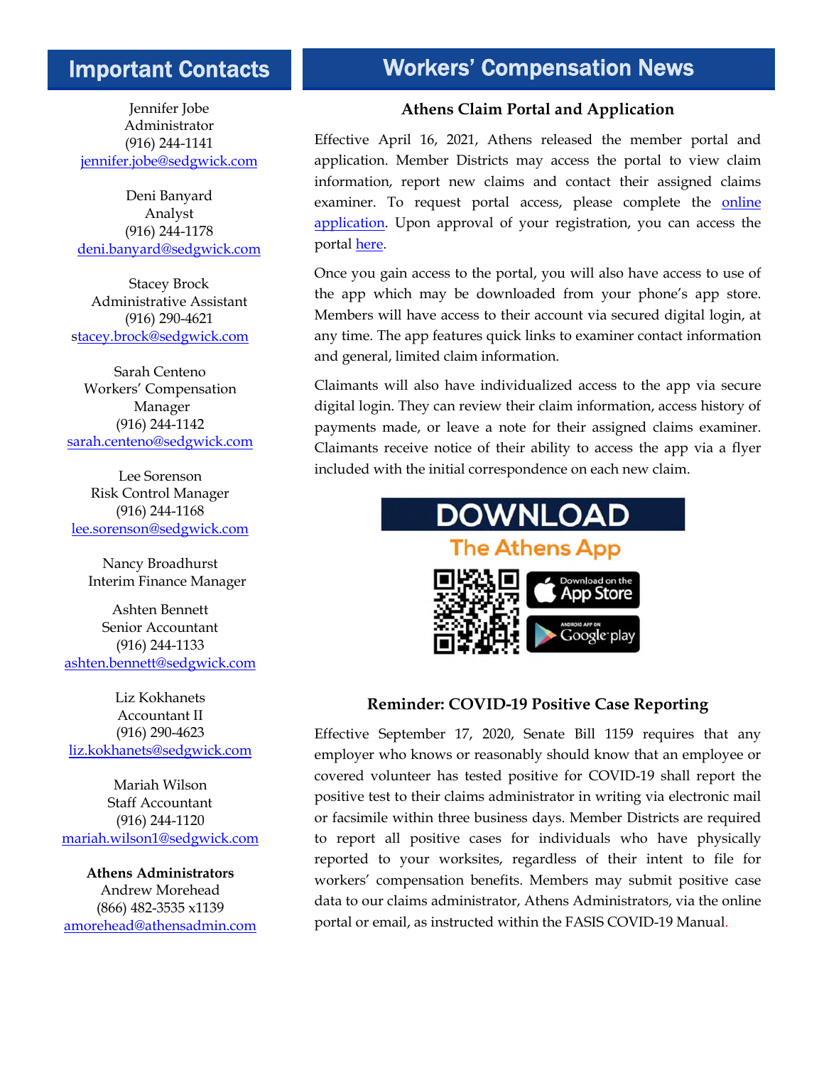## Important Contacts

Jennifer Jobe
Administrator
(916) 244-1141
jennifer.jobe@sedgwick.com

Deni Banyard
Analyst
(916) 244-1178
deni.banyard@sedgwick.com

Stacey Brock
Administrative Assistant
(916) 290-4621
stacey.brock@sedgwick.com

Sarah Centeno
Workers' Compensation Manager
(916) 244-1142
sarah.centeno@sedgwick.com

Lee Sorenson
Risk Control Manager
(916) 244-1168
lee.sorenson@sedgwick.com

Nancy Broadhurst
Interim Finance Manager

Ashten Bennett
Senior Accountant
(916) 244-1133
ashten.bennett@sedgwick.com

Liz Kokhanets
Accountant II
(916) 290-4623
liz.kokhanets@sedgwick.com

Mariah Wilson
Staff Accountant
(916) 244-1120
mariah.wilson1@sedgwick.com

**Athens Administrators**
Andrew Morehead
(866) 482-3535 x1139
amorehead@athensadmin.com

## Workers' Compensation News

### Athens Claim Portal and Application

Effective April 16, 2021, Athens released the member portal and application. Member Districts may access the portal to view claim information, report new claims and contact their assigned claims examiner. To request portal access, please complete the online application. Upon approval of your registration, you can access the portal here.

Once you gain access to the portal, you will also have access to use of the app which may be downloaded from your phone's app store. Members will have access to their account via secured digital login, at any time. The app features quick links to examiner contact information and general, limited claim information.

Claimants will also have individualized access to the app via secure digital login. They can review their claim information, access history of payments made, or leave a note for their assigned claims examiner. Claimants receive notice of their ability to access the app via a flyer included with the initial correspondence on each new claim.

DOWNLOAD
The Athens App

Download on the App Store
Android App on Google play

### Reminder: COVID-19 Positive Case Reporting

Effective September 17, 2020, Senate Bill 1159 requires that any employer who knows or reasonably should know that an employee or covered volunteer has tested positive for COVID-19 shall report the positive test to their claims administrator in writing via electronic mail or facsimile within three business days. Member Districts are required to report all positive cases for individuals who have physically reported to your worksites, regardless of their intent to file for workers' compensation benefits. Members may submit positive case data to our claims administrator, Athens Administrators, via the online portal or email, as instructed within the FASIS COVID-19 Manual.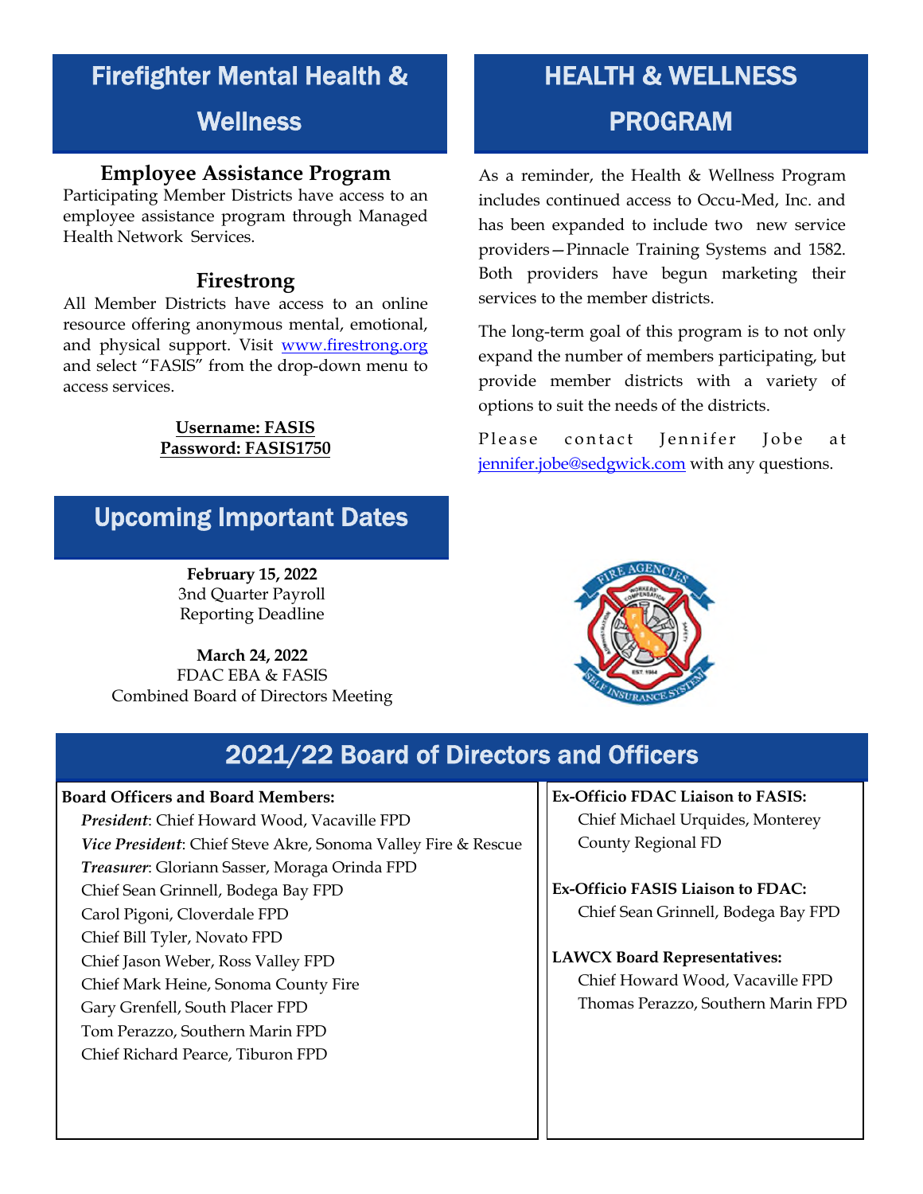## Firefighter Mental Health & Wellness

### Employee Assistance Program

Participating Member Districts have access to an employee assistance program through Managed Health Network Services.

### Firestrong

All Member Districts have access to an online resource offering anonymous mental, emotional, and physical support. Visit www.firestrong.org and select "FASIS" from the drop-down menu to access services.

**Username: FASIS**
**Password: FASIS1750**

## HEALTH & WELLNESS PROGRAM

As a reminder, the Health & Wellness Program includes continued access to Occu-Med, Inc. and has been expanded to include two new service providers—Pinnacle Training Systems and 1582. Both providers have begun marketing their services to the member districts.

The long-term goal of this program is to not only expand the number of members participating, but provide member districts with a variety of options to suit the needs of the districts.

Please contact Jennifer Jobe at jennifer.jobe@sedgwick.com with any questions.

## Upcoming Important Dates

**February 15, 2022**
3nd Quarter Payroll Reporting Deadline

**March 24, 2022**
FDAC EBA & FASIS Combined Board of Directors Meeting

## 2021/22 Board of Directors and Officers

**Board Officers and Board Members:**

*President*: Chief Howard Wood, Vacaville FPD
*Vice President*: Chief Steve Akre, Sonoma Valley Fire & Rescue
*Treasurer*: Gloriann Sasser, Moraga Orinda FPD
Chief Sean Grinnell, Bodega Bay FPD
Carol Pigoni, Cloverdale FPD
Chief Bill Tyler, Novato FPD
Chief Jason Weber, Ross Valley FPD
Chief Mark Heine, Sonoma County Fire
Gary Grenfell, South Placer FPD
Tom Perazzo, Southern Marin FPD
Chief Richard Pearce, Tiburon FPD

**Ex-Officio FDAC Liaison to FASIS:**
Chief Michael Urquides, Monterey County Regional FD

**Ex-Officio FASIS Liaison to FDAC:**
Chief Sean Grinnell, Bodega Bay FPD

**LAWCX Board Representatives:**
Chief Howard Wood, Vacaville FPD
Thomas Perazzo, Southern Marin FPD